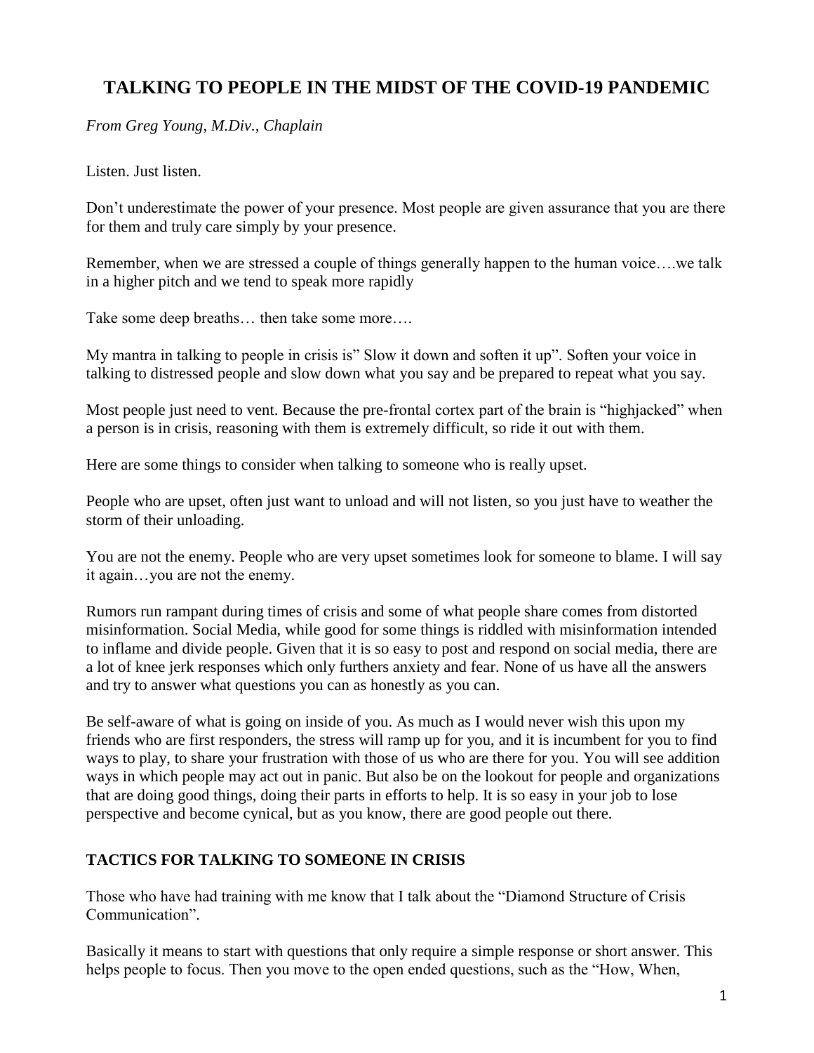# TALKING TO PEOPLE IN THE MIDST OF THE COVID-19 PANDEMIC

*From Greg Young, M.Div., Chaplain*

Listen. Just listen.

Don't underestimate the power of your presence. Most people are given assurance that you are there for them and truly care simply by your presence.

Remember, when we are stressed a couple of things generally happen to the human voice….we talk in a higher pitch and we tend to speak more rapidly

Take some deep breaths… then take some more….

My mantra in talking to people in crisis is" Slow it down and soften it up". Soften your voice in talking to distressed people and slow down what you say and be prepared to repeat what you say.

Most people just need to vent. Because the pre-frontal cortex part of the brain is "highjacked" when a person is in crisis, reasoning with them is extremely difficult, so ride it out with them.

Here are some things to consider when talking to someone who is really upset.

People who are upset, often just want to unload and will not listen, so you just have to weather the storm of their unloading.

You are not the enemy. People who are very upset sometimes look for someone to blame. I will say it again…you are not the enemy.

Rumors run rampant during times of crisis and some of what people share comes from distorted misinformation. Social Media, while good for some things is riddled with misinformation intended to inflame and divide people. Given that it is so easy to post and respond on social media, there are a lot of knee jerk responses which only furthers anxiety and fear. None of us have all the answers and try to answer what questions you can as honestly as you can.

Be self-aware of what is going on inside of you. As much as I would never wish this upon my friends who are first responders, the stress will ramp up for you, and it is incumbent for you to find ways to play, to share your frustration with those of us who are there for you. You will see addition ways in which people may act out in panic. But also be on the lookout for people and organizations that are doing good things, doing their parts in efforts to help. It is so easy in your job to lose perspective and become cynical, but as you know, there are good people out there.

## TACTICS FOR TALKING TO SOMEONE IN CRISIS

Those who have had training with me know that I talk about the "Diamond Structure of Crisis Communication".

Basically it means to start with questions that only require a simple response or short answer. This helps people to focus. Then you move to the open ended questions, such as the "How, When,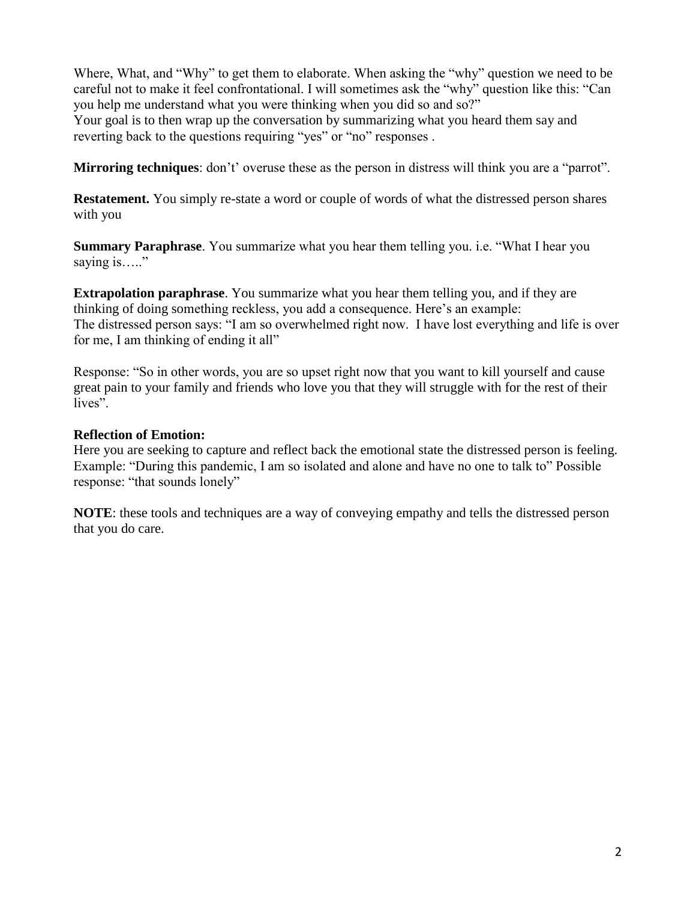Where, What, and "Why" to get them to elaborate. When asking the "why" question we need to be careful not to make it feel confrontational. I will sometimes ask the "why" question like this: "Can you help me understand what you were thinking when you did so and so?"
Your goal is to then wrap up the conversation by summarizing what you heard them say and reverting back to the questions requiring "yes" or "no" responses .

**Mirroring techniques**: don't' overuse these as the person in distress will think you are a "parrot".

**Restatement.** You simply re-state a word or couple of words of what the distressed person shares with you

**Summary Paraphrase**. You summarize what you hear them telling you. i.e. "What I hear you saying is….."

**Extrapolation paraphrase**. You summarize what you hear them telling you, and if they are thinking of doing something reckless, you add a consequence. Here's an example:
The distressed person says: "I am so overwhelmed right now. I have lost everything and life is over for me, I am thinking of ending it all"

Response: "So in other words, you are so upset right now that you want to kill yourself and cause great pain to your family and friends who love you that they will struggle with for the rest of their lives".

**Reflection of Emotion:**
Here you are seeking to capture and reflect back the emotional state the distressed person is feeling. Example: "During this pandemic, I am so isolated and alone and have no one to talk to" Possible response: "that sounds lonely"

**NOTE**: these tools and techniques are a way of conveying empathy and tells the distressed person that you do care.